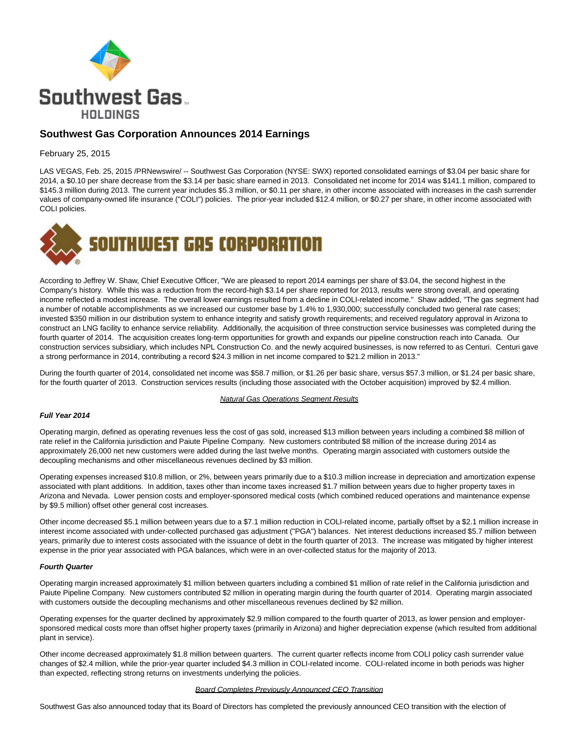# Southwest Gas Corporation Announces 2014 Earnings

February 25, 2015

LAS VEGAS, Feb. 25, 2015 /PRNewswire/ -- Southwest Gas Corporation (NYSE: SWX) reported consolidated earnings of $3.04 per basic share for 2014, a $0.10 per share decrease from the $3.14 per basic share earned in 2013. Consolidated net income for 2014 was $141.1 million, compared to $145.3 million during 2013. The current year includes $5.3 million, or $0.11 per share, in other income associated with increases in the cash surrender values of company-owned life insurance ("COLI") policies. The prior-year included $12.4 million, or $0.27 per share, in other income associated with COLI policies.

According to Jeffrey W. Shaw, Chief Executive Officer, "We are pleased to report 2014 earnings per share of $3.04, the second highest in the Company's history. While this was a reduction from the record-high $3.14 per share reported for 2013, results were strong overall, and operating income reflected a modest increase. The overall lower earnings resulted from a decline in COLI-related income." Shaw added, "The gas segment had a number of notable accomplishments as we increased our customer base by 1.4% to 1,930,000; successfully concluded two general rate cases; invested $350 million in our distribution system to enhance integrity and satisfy growth requirements; and received regulatory approval in Arizona to construct an LNG facility to enhance service reliability. Additionally, the acquisition of three construction service businesses was completed during the fourth quarter of 2014. The acquisition creates long-term opportunities for growth and expands our pipeline construction reach into Canada. Our construction services subsidiary, which includes NPL Construction Co. and the newly acquired businesses, is now referred to as Centuri. Centuri gave a strong performance in 2014, contributing a record $24.3 million in net income compared to $21.2 million in 2013."

During the fourth quarter of 2014, consolidated net income was $58.7 million, or $1.26 per basic share, versus $57.3 million, or $1.24 per basic share, for the fourth quarter of 2013. Construction services results (including those associated with the October acquisition) improved by $2.4 million.

## Natural Gas Operations Segment Results

### *Full Year 2014*

Operating margin, defined as operating revenues less the cost of gas sold, increased $13 million between years including a combined $8 million of rate relief in the California jurisdiction and Paiute Pipeline Company. New customers contributed $8 million of the increase during 2014 as approximately 26,000 net new customers were added during the last twelve months. Operating margin associated with customers outside the decoupling mechanisms and other miscellaneous revenues declined by $3 million.

Operating expenses increased $10.8 million, or 2%, between years primarily due to a $10.3 million increase in depreciation and amortization expense associated with plant additions. In addition, taxes other than income taxes increased $1.7 million between years due to higher property taxes in Arizona and Nevada. Lower pension costs and employer-sponsored medical costs (which combined reduced operations and maintenance expense by $9.5 million) offset other general cost increases.

Other income decreased $5.1 million between years due to a $7.1 million reduction in COLI-related income, partially offset by a $2.1 million increase in interest income associated with under-collected purchased gas adjustment ("PGA") balances. Net interest deductions increased $5.7 million between years, primarily due to interest costs associated with the issuance of debt in the fourth quarter of 2013. The increase was mitigated by higher interest expense in the prior year associated with PGA balances, which were in an over-collected status for the majority of 2013.

### *Fourth Quarter*

Operating margin increased approximately $1 million between quarters including a combined $1 million of rate relief in the California jurisdiction and Paiute Pipeline Company. New customers contributed $2 million in operating margin during the fourth quarter of 2014. Operating margin associated with customers outside the decoupling mechanisms and other miscellaneous revenues declined by $2 million.

Operating expenses for the quarter declined by approximately $2.9 million compared to the fourth quarter of 2013, as lower pension and employer-sponsored medical costs more than offset higher property taxes (primarily in Arizona) and higher depreciation expense (which resulted from additional plant in service).

Other income decreased approximately $1.8 million between quarters. The current quarter reflects income from COLI policy cash surrender value changes of $2.4 million, while the prior-year quarter included $4.3 million in COLI-related income. COLI-related income in both periods was higher than expected, reflecting strong returns on investments underlying the policies.

## Board Completes Previously Announced CEO Transition

Southwest Gas also announced today that its Board of Directors has completed the previously announced CEO transition with the election of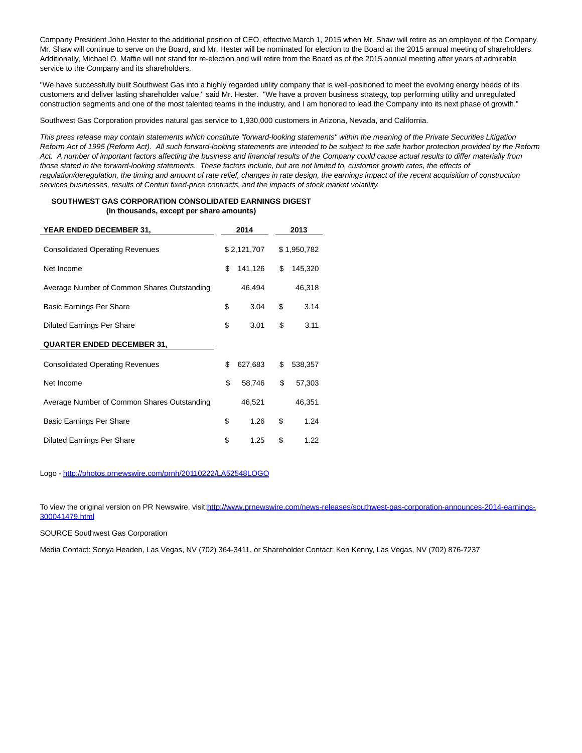Company President John Hester to the additional position of CEO, effective March 1, 2015 when Mr. Shaw will retire as an employee of the Company. Mr. Shaw will continue to serve on the Board, and Mr. Hester will be nominated for election to the Board at the 2015 annual meeting of shareholders. Additionally, Michael O. Maffie will not stand for re-election and will retire from the Board as of the 2015 annual meeting after years of admirable service to the Company and its shareholders.

"We have successfully built Southwest Gas into a highly regarded utility company that is well-positioned to meet the evolving energy needs of its customers and deliver lasting shareholder value," said Mr. Hester. "We have a proven business strategy, top performing utility and unregulated construction segments and one of the most talented teams in the industry, and I am honored to lead the Company into its next phase of growth."

Southwest Gas Corporation provides natural gas service to 1,930,000 customers in Arizona, Nevada, and California.

*This press release may contain statements which constitute "forward-looking statements" within the meaning of the Private Securities Litigation Reform Act of 1995 (Reform Act). All such forward-looking statements are intended to be subject to the safe harbor protection provided by the Reform Act. A number of important factors affecting the business and financial results of the Company could cause actual results to differ materially from those stated in the forward-looking statements. These factors include, but are not limited to, customer growth rates, the effects of regulation/deregulation, the timing and amount of rate relief, changes in rate design, the earnings impact of the recent acquisition of construction services businesses, results of Centuri fixed-price contracts, and the impacts of stock market volatility.*

**SOUTHWEST GAS CORPORATION CONSOLIDATED EARNINGS DIGEST**
**(In thousands, except per share amounts)**

| YEAR ENDED DECEMBER 31, | 2014 | 2013 |
|---|---|---|
| Consolidated Operating Revenues | $ 2,121,707 | $ 1,950,782 |
| Net Income | $ 141,126 | $ 145,320 |
| Average Number of Common Shares Outstanding | 46,494 | 46,318 |
| Basic Earnings Per Share | $ 3.04 | $ 3.14 |
| Diluted Earnings Per Share | $ 3.01 | $ 3.11 |
| **QUARTER ENDED DECEMBER 31,** | | |
| Consolidated Operating Revenues | $ 627,683 | $ 538,357 |
| Net Income | $ 58,746 | $ 57,303 |
| Average Number of Common Shares Outstanding | 46,521 | 46,351 |
| Basic Earnings Per Share | $ 1.26 | $ 1.24 |
| Diluted Earnings Per Share | $ 1.25 | $ 1.22 |

Logo - http://photos.prnewswire.com/prnh/20110222/LA52548LOGO

To view the original version on PR Newswire, visit:http://www.prnewswire.com/news-releases/southwest-gas-corporation-announces-2014-earnings-300041479.html

SOURCE Southwest Gas Corporation

Media Contact: Sonya Headen, Las Vegas, NV (702) 364-3411, or Shareholder Contact: Ken Kenny, Las Vegas, NV (702) 876-7237